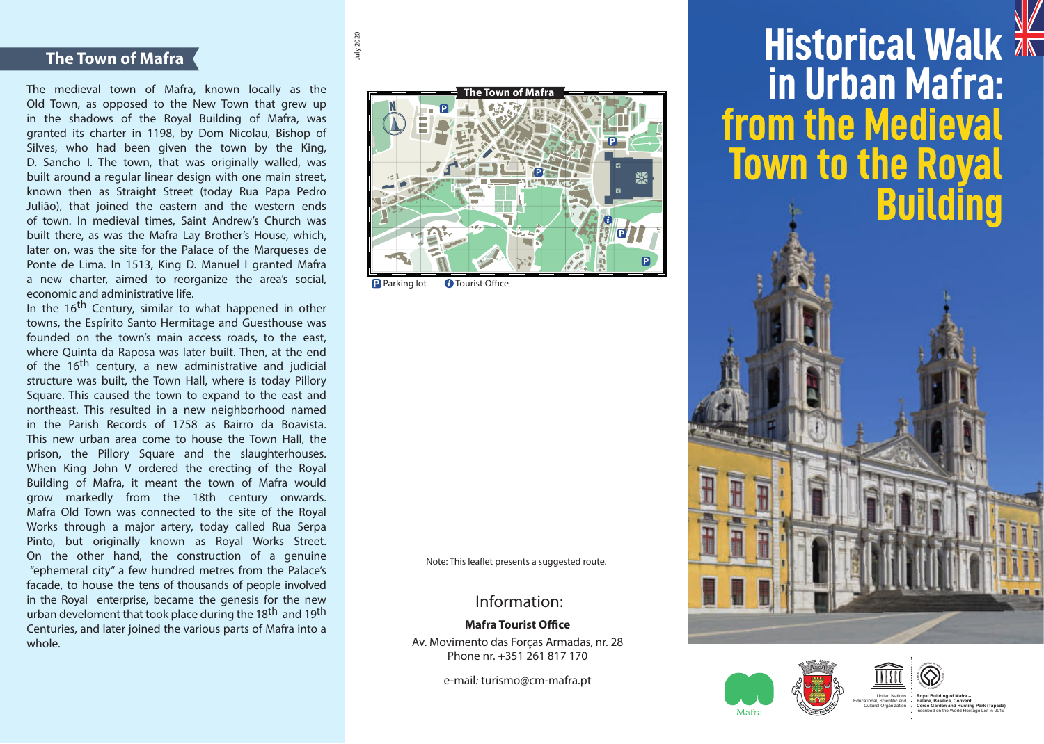## The Town of Mafra

The medieval town of Mafra, known locally as the Old Town, as opposed to the New Town that grew up in the shadows of the Royal Building of Mafra, was granted its charter in 1198, by Dom Nicolau, Bishop of Silves, who had been given the town by the King, D. Sancho I. The town, that was originally walled, was built around a regular linear design with one main street, known then as Straight Street (today Rua Papa Pedro Julião), that joined the eastern and the western ends of town. In medieval times, Saint Andrew's Church was built there, as was the Mafra Lay Brother's House, which, later on, was the site for the Palace of the Marqueses de Ponte de Lima. In 1513, King D. Manuel I granted Mafra a new charter, aimed to reorganize the area's social, economic and administrative life.

In the 16th Century, similar to what happened in other towns, the Espírito Santo Hermitage and Guesthouse was founded on the town's main access roads, to the east, where Quinta da Raposa was later built. Then, at the end of the 16th century, a new administrative and judicial structure was built, the Town Hall, where is today Pillory Square. This caused the town to expand to the east and northeast. This resulted in a new neighborhood named in the Parish Records of 1758 as Bairro da Boavista. This new urban area come to house the Town Hall, the prison, the Pillory Square and the slaughterhouses. When King John V ordered the erecting of the Royal Building of Mafra, it meant the town of Mafra would grow markedly from the 18th century onwards. Mafra Old Town was connected to the site of the Royal Works through a major artery, today called Rua Serpa Pinto, but originally known as Royal Works Street. On the other hand, the construction of a genuine "ephemeral city" a few hundred metres from the Palace's facade, to house the tens of thousands of people involved in the Royal enterprise, became the genesis for the new urban develoment that took place during the 18th and 19th Centuries, and later joined the various parts of Mafra into a whole.

July 2020

**The Town of Mafra**

P Parking lot  i Tourist Office

Note: This leaflet presents a suggested route.

Information:

**Mafra Tourist Office**

Av. Movimento das Forças Armadas, nr. 28
Phone nr. +351 261 817 170

e-mail: turismo@cm-mafra.pt

# Historical Walk in Urban Mafra: from the Medieval Town to the Royal Building

Mafra

United Nations Educational, Scientific and Cultural Organization

**Royal Building of Mafra – Palace, Basilica, Convent, Cerco Garden and Hunting Park (Tapada)**
inscribed on the World Heritage List in 2019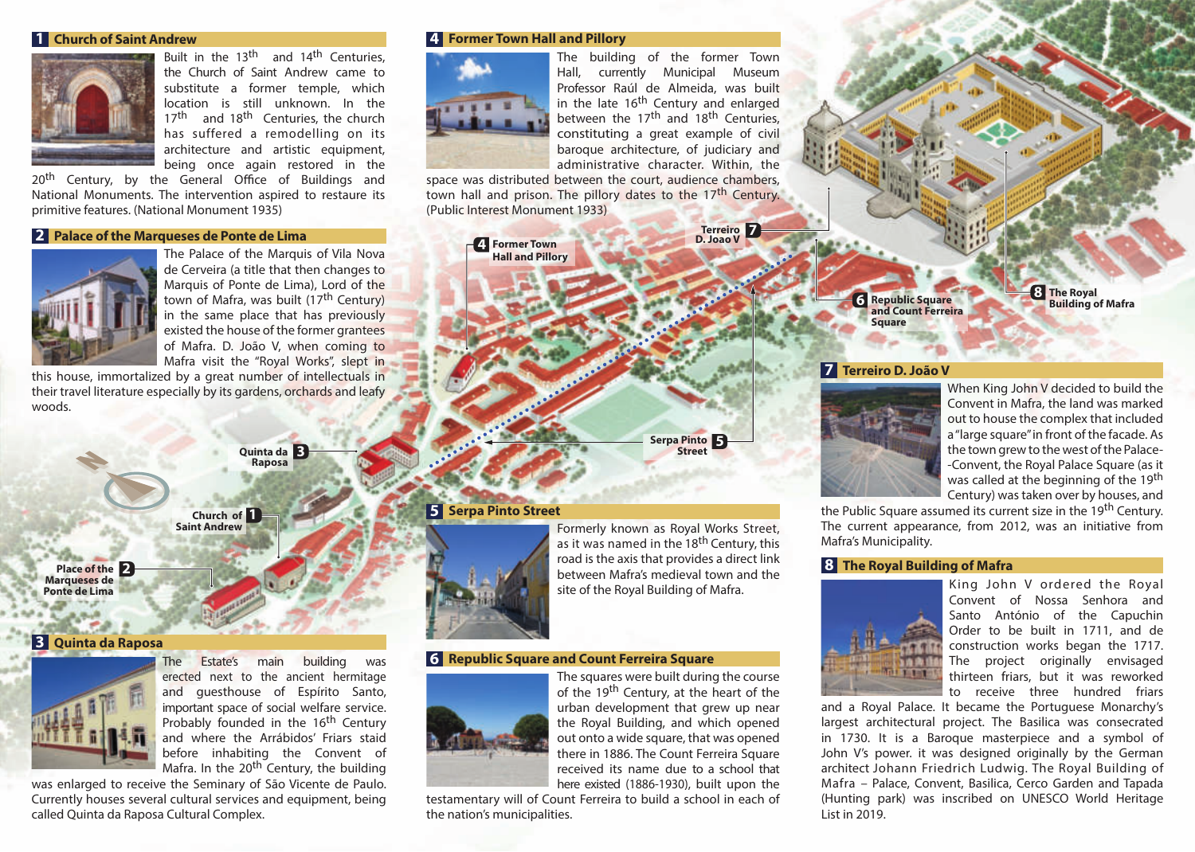## 1 Church of Saint Andrew

Built in the 13th and 14th Centuries, the Church of Saint Andrew came to substitute a former temple, which location is still unknown. In the 17th and 18th Centuries, the church has suffered a remodelling on its architecture and artistic equipment, being once again restored in the 20th Century, by the General Office of Buildings and National Monuments. The intervention aspired to restaure its primitive features. (National Monument 1935)

## 2 Palace of the Marqueses de Ponte de Lima

The Palace of the Marquis of Vila Nova de Cerveira (a title that then changes to Marquis of Ponte de Lima), Lord of the town of Mafra, was built (17th Century) in the same place that has previously existed the house of the former grantees of Mafra. D. João V, when coming to Mafra visit the "Royal Works", slept in this house, immortalized by a great number of intellectuals in their travel literature especially by its gardens, orchards and leafy woods.

## 3 Quinta da Raposa

The Estate's main building was erected next to the ancient hermitage and guesthouse of Espírito Santo, important space of social welfare service. Probably founded in the 16th Century and where the Arrábidos' Friars staid before inhabiting the Convent of Mafra. In the 20th Century, the building was enlarged to receive the Seminary of São Vicente de Paulo. Currently houses several cultural services and equipment, being called Quinta da Raposa Cultural Complex.

## 4 Former Town Hall and Pillory

The building of the former Town Hall, currently Municipal Museum Professor Raúl de Almeida, was built in the late 16th Century and enlarged between the 17th and 18th Centuries, constituting a great example of civil baroque architecture, of judiciary and administrative character. Within, the space was distributed between the court, audience chambers, town hall and prison. The pillory dates to the 17th Century. (Public Interest Monument 1933)

4 Former Town Hall and Pillory

Terreiro D. Joao V 7

Serpa Pinto Street 5

Quinta da Raposa 3

Church of Saint Andrew 1

Place of the Marqueses de Ponte de Lima 2

6 Republic Square and Count Ferreira Square

8 The Royal Building of Mafra

## 5 Serpa Pinto Street

Formerly known as Royal Works Street, as it was named in the 18th Century, this road is the axis that provides a direct link between Mafra's medieval town and the site of the Royal Building of Mafra.

## 6 Republic Square and Count Ferreira Square

The squares were built during the course of the 19th Century, at the heart of the urban development that grew up near the Royal Building, and which opened out onto a wide square, that was opened there in 1886. The Count Ferreira Square received its name due to a school that here existed (1886-1930), built upon the testamentary will of Count Ferreira to build a school in each of the nation's municipalities.

## 7 Terreiro D. João V

When King John V decided to build the Convent in Mafra, the land was marked out to house the complex that included a "large square" in front of the facade. As the town grew to the west of the Palace--Convent, the Royal Palace Square (as it was called at the beginning of the 19th Century) was taken over by houses, and the Public Square assumed its current size in the 19th Century. The current appearance, from 2012, was an initiative from Mafra's Municipality.

## 8 The Royal Building of Mafra

King John V ordered the Royal Convent of Nossa Senhora and Santo António of the Capuchin Order to be built in 1711, and de construction works began the 1717. The project originally envisaged thirteen friars, but it was reworked to receive three hundred friars and a Royal Palace. It became the Portuguese Monarchy's largest architectural project. The Basilica was consecrated in 1730. It is a Baroque masterpiece and a symbol of John V's power. it was designed originally by the German architect Johann Friedrich Ludwig. The Royal Building of Mafra – Palace, Convent, Basilica, Cerco Garden and Tapada (Hunting park) was inscribed on UNESCO World Heritage List in 2019.